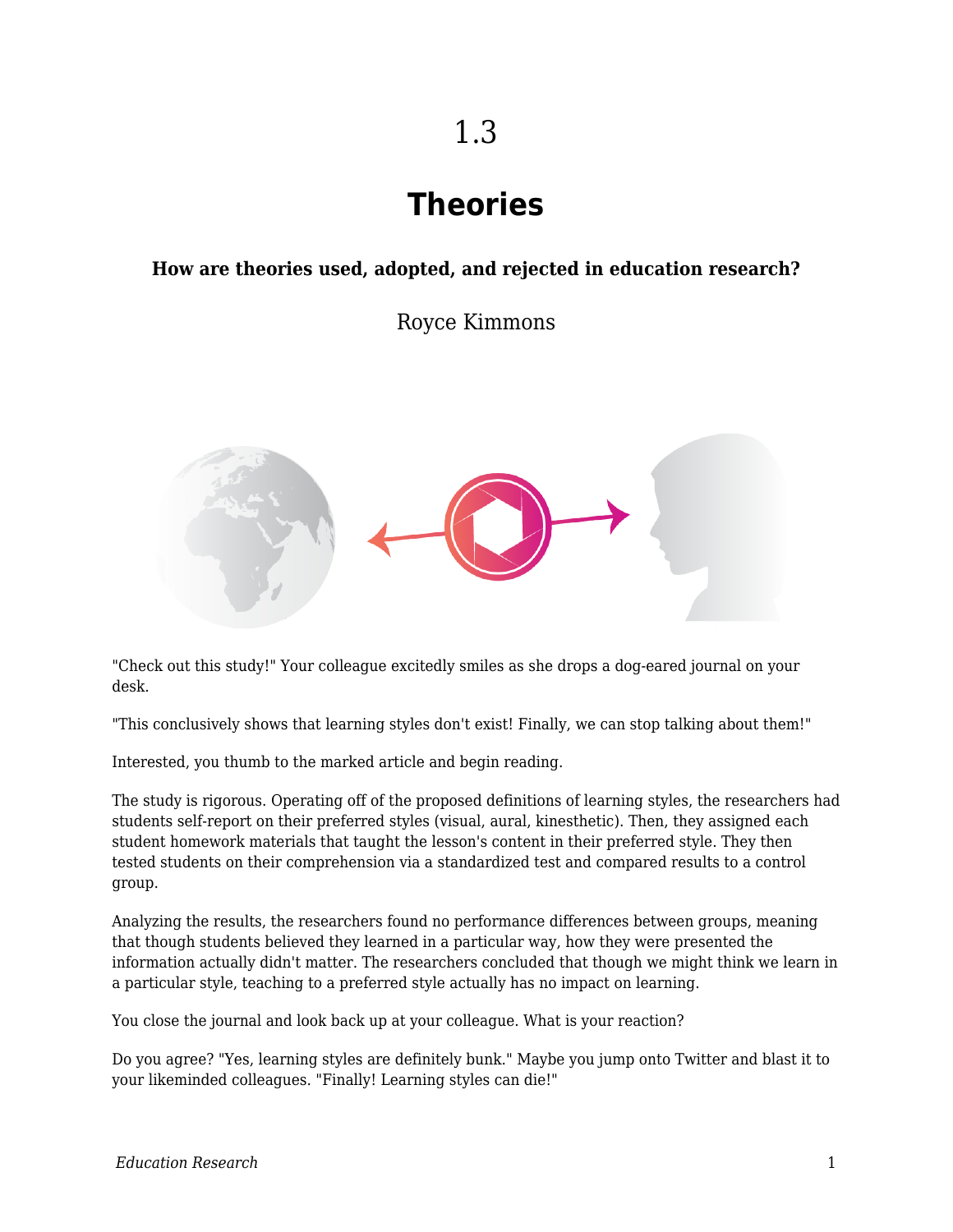# 1.3

# Theories

**How are theories used, adopted, and rejected in education research?**

Royce Kimmons

"Check out this study!" Your colleague excitedly smiles as she drops a dog-eared journal on your desk.

"This conclusively shows that learning styles don't exist! Finally, we can stop talking about them!"

Interested, you thumb to the marked article and begin reading.

The study is rigorous. Operating off of the proposed definitions of learning styles, the researchers had students self-report on their preferred styles (visual, aural, kinesthetic). Then, they assigned each student homework materials that taught the lesson's content in their preferred style. They then tested students on their comprehension via a standardized test and compared results to a control group.

Analyzing the results, the researchers found no performance differences between groups, meaning that though students believed they learned in a particular way, how they were presented the information actually didn't matter. The researchers concluded that though we might think we learn in a particular style, teaching to a preferred style actually has no impact on learning.

You close the journal and look back up at your colleague. What is your reaction?

Do you agree? "Yes, learning styles are definitely bunk." Maybe you jump onto Twitter and blast it to your likeminded colleagues. "Finally! Learning styles can die!"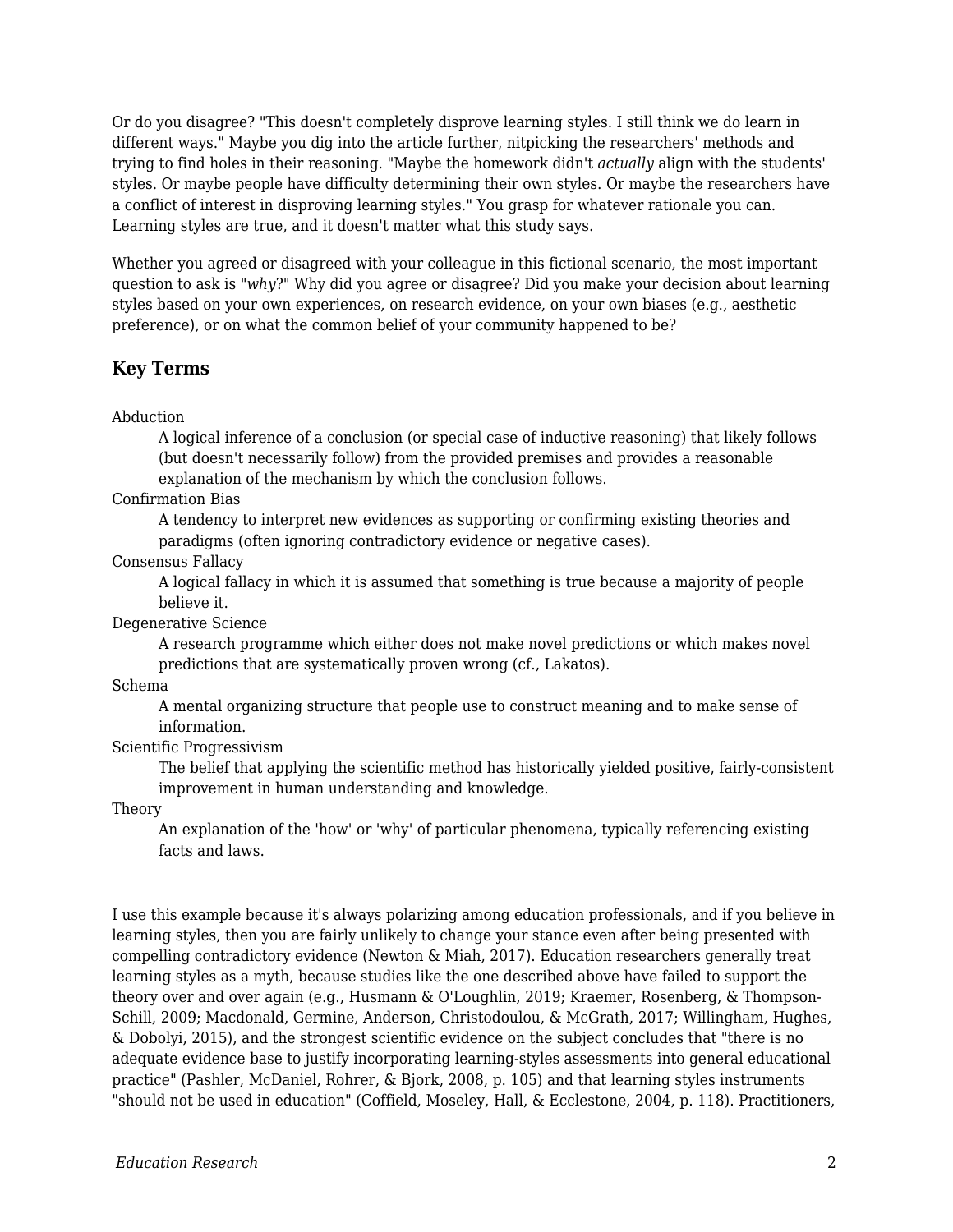Or do you disagree? "This doesn't completely disprove learning styles. I still think we do learn in different ways." Maybe you dig into the article further, nitpicking the researchers' methods and trying to find holes in their reasoning. "Maybe the homework didn't *actually* align with the students' styles. Or maybe people have difficulty determining their own styles. Or maybe the researchers have a conflict of interest in disproving learning styles." You grasp for whatever rationale you can. Learning styles are true, and it doesn't matter what this study says.

Whether you agreed or disagreed with your colleague in this fictional scenario, the most important question to ask is "*why*?" Why did you agree or disagree? Did you make your decision about learning styles based on your own experiences, on research evidence, on your own biases (e.g., aesthetic preference), or on what the common belief of your community happened to be?

### Key Terms

Abduction
: A logical inference of a conclusion (or special case of inductive reasoning) that likely follows (but doesn't necessarily follow) from the provided premises and provides a reasonable explanation of the mechanism by which the conclusion follows.

Confirmation Bias
: A tendency to interpret new evidences as supporting or confirming existing theories and paradigms (often ignoring contradictory evidence or negative cases).

Consensus Fallacy
: A logical fallacy in which it is assumed that something is true because a majority of people believe it.

Degenerative Science
: A research programme which either does not make novel predictions or which makes novel predictions that are systematically proven wrong (cf., Lakatos).

Schema
: A mental organizing structure that people use to construct meaning and to make sense of information.

Scientific Progressivism
: The belief that applying the scientific method has historically yielded positive, fairly-consistent improvement in human understanding and knowledge.

Theory
: An explanation of the 'how' or 'why' of particular phenomena, typically referencing existing facts and laws.

I use this example because it's always polarizing among education professionals, and if you believe in learning styles, then you are fairly unlikely to change your stance even after being presented with compelling contradictory evidence (Newton & Miah, 2017). Education researchers generally treat learning styles as a myth, because studies like the one described above have failed to support the theory over and over again (e.g., Husmann & O'Loughlin, 2019; Kraemer, Rosenberg, & Thompson-Schill, 2009; Macdonald, Germine, Anderson, Christodoulou, & McGrath, 2017; Willingham, Hughes, & Dobolyi, 2015), and the strongest scientific evidence on the subject concludes that "there is no adequate evidence base to justify incorporating learning-styles assessments into general educational practice" (Pashler, McDaniel, Rohrer, & Bjork, 2008, p. 105) and that learning styles instruments "should not be used in education" (Coffield, Moseley, Hall, & Ecclestone, 2004, p. 118). Practitioners,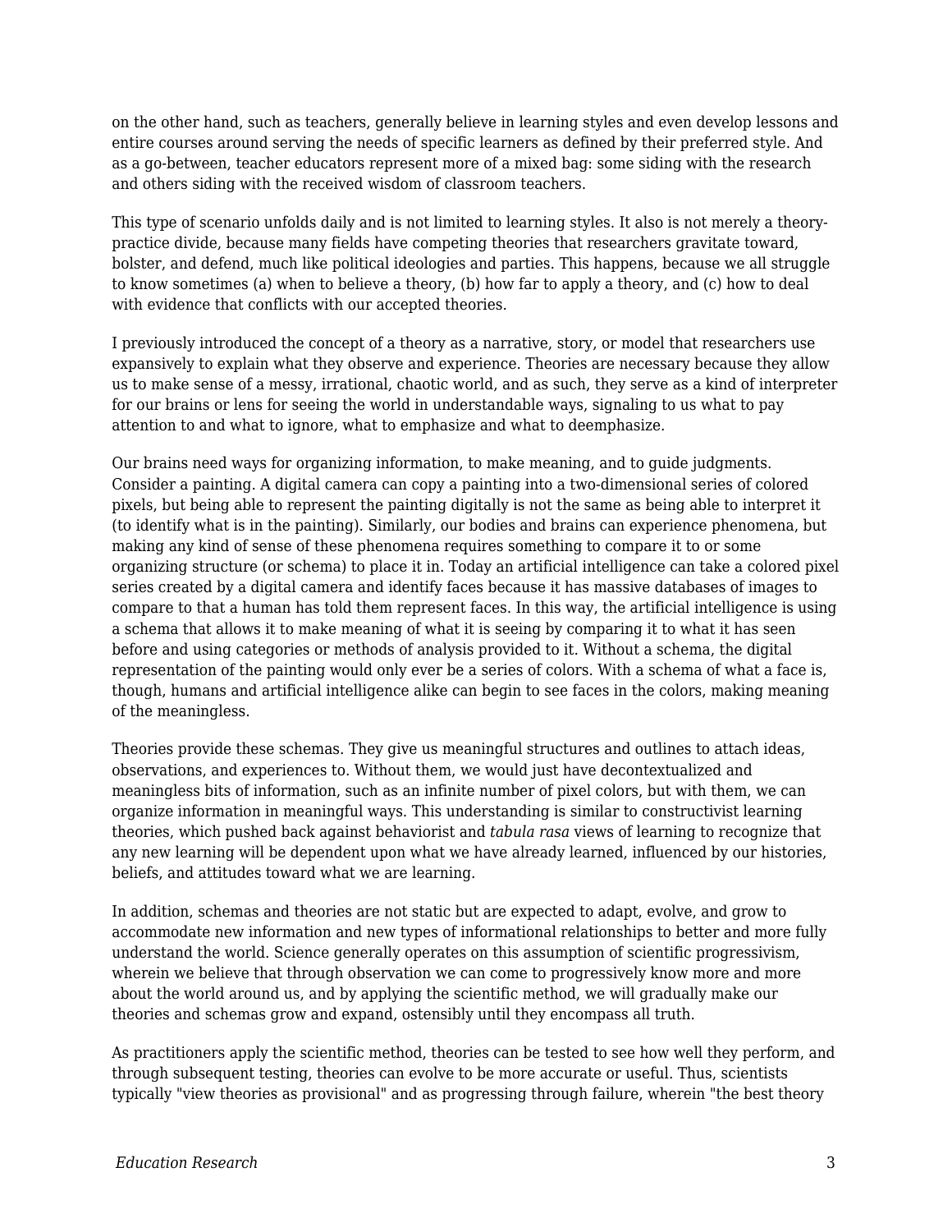on the other hand, such as teachers, generally believe in learning styles and even develop lessons and entire courses around serving the needs of specific learners as defined by their preferred style. And as a go-between, teacher educators represent more of a mixed bag: some siding with the research and others siding with the received wisdom of classroom teachers.

This type of scenario unfolds daily and is not limited to learning styles. It also is not merely a theory-practice divide, because many fields have competing theories that researchers gravitate toward, bolster, and defend, much like political ideologies and parties. This happens, because we all struggle to know sometimes (a) when to believe a theory, (b) how far to apply a theory, and (c) how to deal with evidence that conflicts with our accepted theories.

I previously introduced the concept of a theory as a narrative, story, or model that researchers use expansively to explain what they observe and experience. Theories are necessary because they allow us to make sense of a messy, irrational, chaotic world, and as such, they serve as a kind of interpreter for our brains or lens for seeing the world in understandable ways, signaling to us what to pay attention to and what to ignore, what to emphasize and what to deemphasize.

Our brains need ways for organizing information, to make meaning, and to guide judgments. Consider a painting. A digital camera can copy a painting into a two-dimensional series of colored pixels, but being able to represent the painting digitally is not the same as being able to interpret it (to identify what is in the painting). Similarly, our bodies and brains can experience phenomena, but making any kind of sense of these phenomena requires something to compare it to or some organizing structure (or schema) to place it in. Today an artificial intelligence can take a colored pixel series created by a digital camera and identify faces because it has massive databases of images to compare to that a human has told them represent faces. In this way, the artificial intelligence is using a schema that allows it to make meaning of what it is seeing by comparing it to what it has seen before and using categories or methods of analysis provided to it. Without a schema, the digital representation of the painting would only ever be a series of colors. With a schema of what a face is, though, humans and artificial intelligence alike can begin to see faces in the colors, making meaning of the meaningless.

Theories provide these schemas. They give us meaningful structures and outlines to attach ideas, observations, and experiences to. Without them, we would just have decontextualized and meaningless bits of information, such as an infinite number of pixel colors, but with them, we can organize information in meaningful ways. This understanding is similar to constructivist learning theories, which pushed back against behaviorist and *tabula rasa* views of learning to recognize that any new learning will be dependent upon what we have already learned, influenced by our histories, beliefs, and attitudes toward what we are learning.

In addition, schemas and theories are not static but are expected to adapt, evolve, and grow to accommodate new information and new types of informational relationships to better and more fully understand the world. Science generally operates on this assumption of scientific progressivism, wherein we believe that through observation we can come to progressively know more and more about the world around us, and by applying the scientific method, we will gradually make our theories and schemas grow and expand, ostensibly until they encompass all truth.

As practitioners apply the scientific method, theories can be tested to see how well they perform, and through subsequent testing, theories can evolve to be more accurate or useful. Thus, scientists typically "view theories as provisional" and as progressing through failure, wherein "the best theory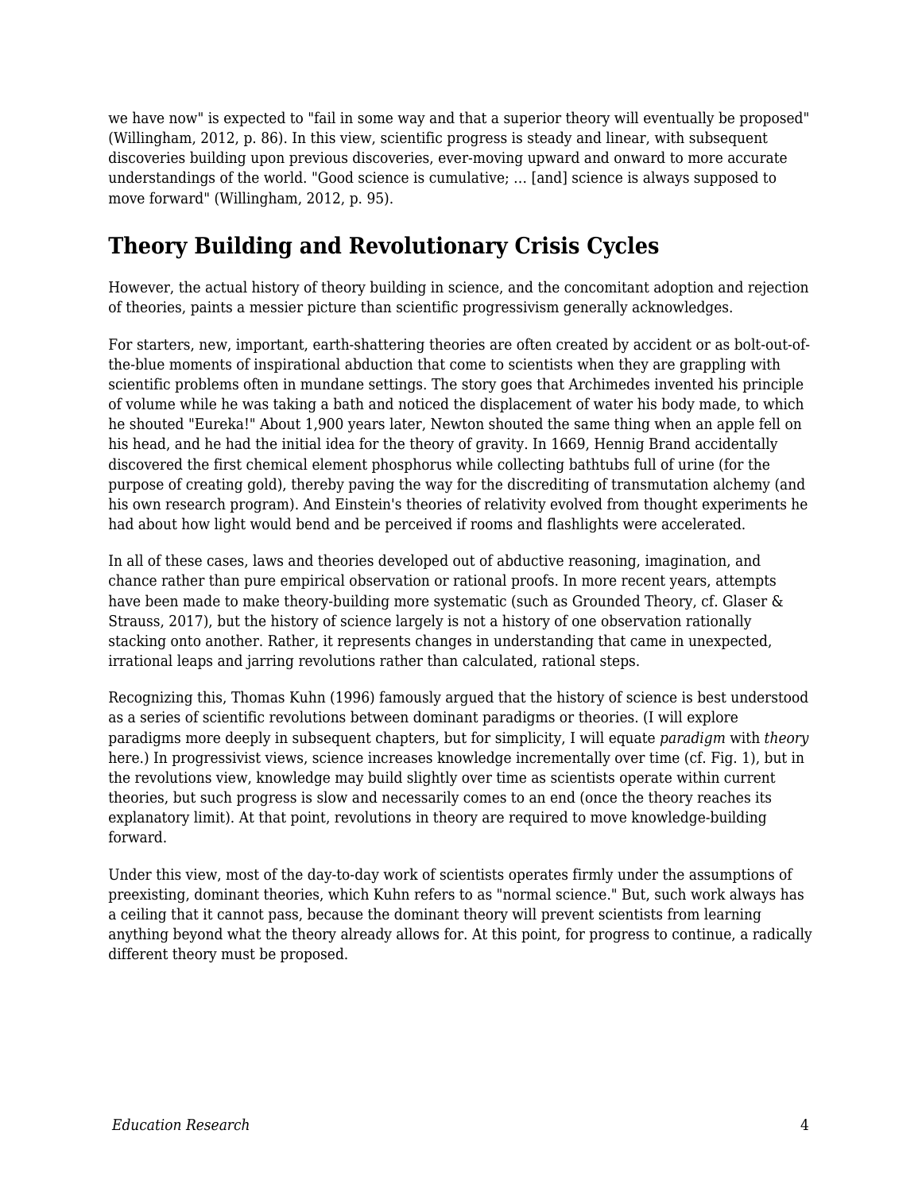we have now" is expected to "fail in some way and that a superior theory will eventually be proposed" (Willingham, 2012, p. 86). In this view, scientific progress is steady and linear, with subsequent discoveries building upon previous discoveries, ever-moving upward and onward to more accurate understandings of the world. "Good science is cumulative; … [and] science is always supposed to move forward" (Willingham, 2012, p. 95).

## Theory Building and Revolutionary Crisis Cycles

However, the actual history of theory building in science, and the concomitant adoption and rejection of theories, paints a messier picture than scientific progressivism generally acknowledges.

For starters, new, important, earth-shattering theories are often created by accident or as bolt-out-of-the-blue moments of inspirational abduction that come to scientists when they are grappling with scientific problems often in mundane settings. The story goes that Archimedes invented his principle of volume while he was taking a bath and noticed the displacement of water his body made, to which he shouted "Eureka!" About 1,900 years later, Newton shouted the same thing when an apple fell on his head, and he had the initial idea for the theory of gravity. In 1669, Hennig Brand accidentally discovered the first chemical element phosphorus while collecting bathtubs full of urine (for the purpose of creating gold), thereby paving the way for the discrediting of transmutation alchemy (and his own research program). And Einstein's theories of relativity evolved from thought experiments he had about how light would bend and be perceived if rooms and flashlights were accelerated.

In all of these cases, laws and theories developed out of abductive reasoning, imagination, and chance rather than pure empirical observation or rational proofs. In more recent years, attempts have been made to make theory-building more systematic (such as Grounded Theory, cf. Glaser & Strauss, 2017), but the history of science largely is not a history of one observation rationally stacking onto another. Rather, it represents changes in understanding that came in unexpected, irrational leaps and jarring revolutions rather than calculated, rational steps.

Recognizing this, Thomas Kuhn (1996) famously argued that the history of science is best understood as a series of scientific revolutions between dominant paradigms or theories. (I will explore paradigms more deeply in subsequent chapters, but for simplicity, I will equate *paradigm* with *theory* here.) In progressivist views, science increases knowledge incrementally over time (cf. Fig. 1), but in the revolutions view, knowledge may build slightly over time as scientists operate within current theories, but such progress is slow and necessarily comes to an end (once the theory reaches its explanatory limit). At that point, revolutions in theory are required to move knowledge-building forward.

Under this view, most of the day-to-day work of scientists operates firmly under the assumptions of preexisting, dominant theories, which Kuhn refers to as "normal science." But, such work always has a ceiling that it cannot pass, because the dominant theory will prevent scientists from learning anything beyond what the theory already allows for. At this point, for progress to continue, a radically different theory must be proposed.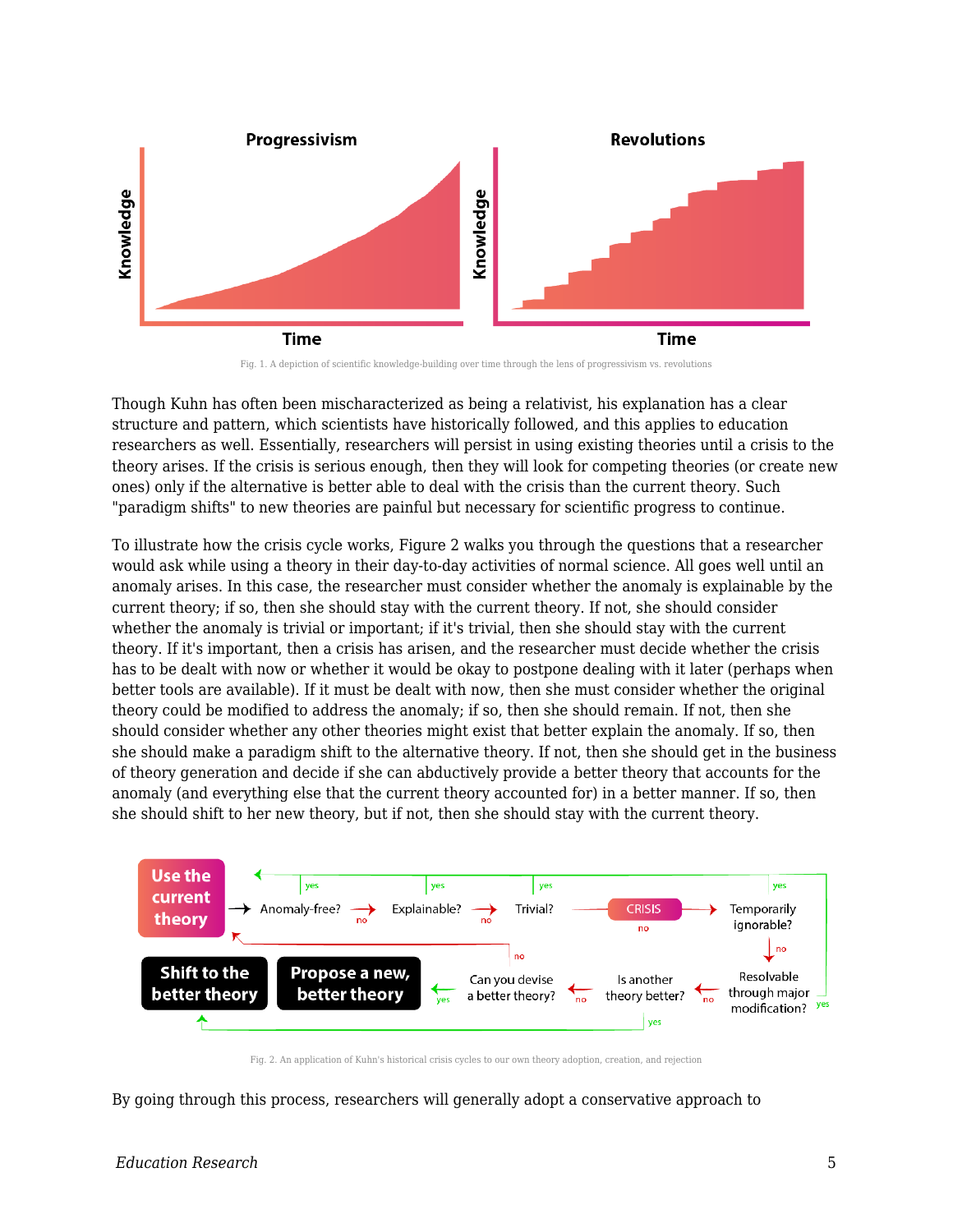Progressivism

Knowledge

Time

Revolutions

Knowledge

Time

Fig. 1. A depiction of scientific knowledge-building over time through the lens of progressivism vs. revolutions

Though Kuhn has often been mischaracterized as being a relativist, his explanation has a clear structure and pattern, which scientists have historically followed, and this applies to education researchers as well. Essentially, researchers will persist in using existing theories until a crisis to the theory arises. If the crisis is serious enough, then they will look for competing theories (or create new ones) only if the alternative is better able to deal with the crisis than the current theory. Such "paradigm shifts" to new theories are painful but necessary for scientific progress to continue.

To illustrate how the crisis cycle works, Figure 2 walks you through the questions that a researcher would ask while using a theory in their day-to-day activities of normal science. All goes well until an anomaly arises. In this case, the researcher must consider whether the anomaly is explainable by the current theory; if so, then she should stay with the current theory. If not, she should consider whether the anomaly is trivial or important; if it's trivial, then she should stay with the current theory. If it's important, then a crisis has arisen, and the researcher must decide whether the crisis has to be dealt with now or whether it would be okay to postpone dealing with it later (perhaps when better tools are available). If it must be dealt with now, then she must consider whether the original theory could be modified to address the anomaly; if so, then she should remain. If not, then she should consider whether any other theories might exist that better explain the anomaly. If so, then she should make a paradigm shift to the alternative theory. If not, then she should get in the business of theory generation and decide if she can abductively provide a better theory that accounts for the anomaly (and everything else that the current theory accounted for) in a better manner. If so, then she should shift to her new theory, but if not, then she should stay with the current theory.

Use the current theory

Anomaly-free?

Explainable?

Trivial?

CRISIS

Temporarily ignorable?

Resolvable through major modification?

Is another theory better?

Can you devise a better theory?

Propose a new, better theory

Shift to the better theory

yes

no

Fig. 2. An application of Kuhn's historical crisis cycles to our own theory adoption, creation, and rejection

By going through this process, researchers will generally adopt a conservative approach to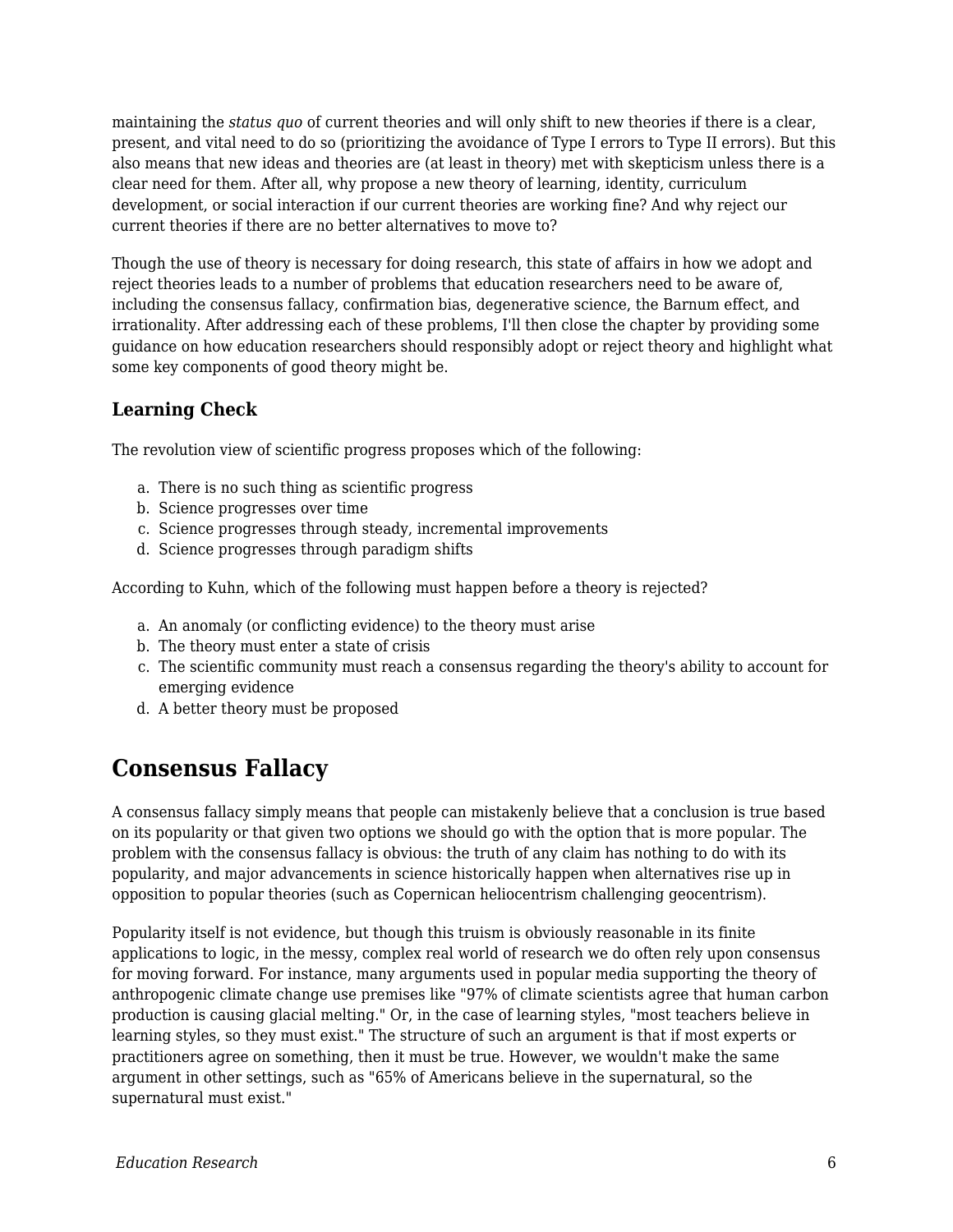maintaining the *status quo* of current theories and will only shift to new theories if there is a clear, present, and vital need to do so (prioritizing the avoidance of Type I errors to Type II errors). But this also means that new ideas and theories are (at least in theory) met with skepticism unless there is a clear need for them. After all, why propose a new theory of learning, identity, curriculum development, or social interaction if our current theories are working fine? And why reject our current theories if there are no better alternatives to move to?

Though the use of theory is necessary for doing research, this state of affairs in how we adopt and reject theories leads to a number of problems that education researchers need to be aware of, including the consensus fallacy, confirmation bias, degenerative science, the Barnum effect, and irrationality. After addressing each of these problems, I'll then close the chapter by providing some guidance on how education researchers should responsibly adopt or reject theory and highlight what some key components of good theory might be.

### Learning Check

The revolution view of scientific progress proposes which of the following:

a. There is no such thing as scientific progress
b. Science progresses over time
c. Science progresses through steady, incremental improvements
d. Science progresses through paradigm shifts

According to Kuhn, which of the following must happen before a theory is rejected?

a. An anomaly (or conflicting evidence) to the theory must arise
b. The theory must enter a state of crisis
c. The scientific community must reach a consensus regarding the theory's ability to account for emerging evidence
d. A better theory must be proposed

## Consensus Fallacy

A consensus fallacy simply means that people can mistakenly believe that a conclusion is true based on its popularity or that given two options we should go with the option that is more popular. The problem with the consensus fallacy is obvious: the truth of any claim has nothing to do with its popularity, and major advancements in science historically happen when alternatives rise up in opposition to popular theories (such as Copernican heliocentrism challenging geocentrism).

Popularity itself is not evidence, but though this truism is obviously reasonable in its finite applications to logic, in the messy, complex real world of research we do often rely upon consensus for moving forward. For instance, many arguments used in popular media supporting the theory of anthropogenic climate change use premises like "97% of climate scientists agree that human carbon production is causing glacial melting." Or, in the case of learning styles, "most teachers believe in learning styles, so they must exist." The structure of such an argument is that if most experts or practitioners agree on something, then it must be true. However, we wouldn't make the same argument in other settings, such as "65% of Americans believe in the supernatural, so the supernatural must exist."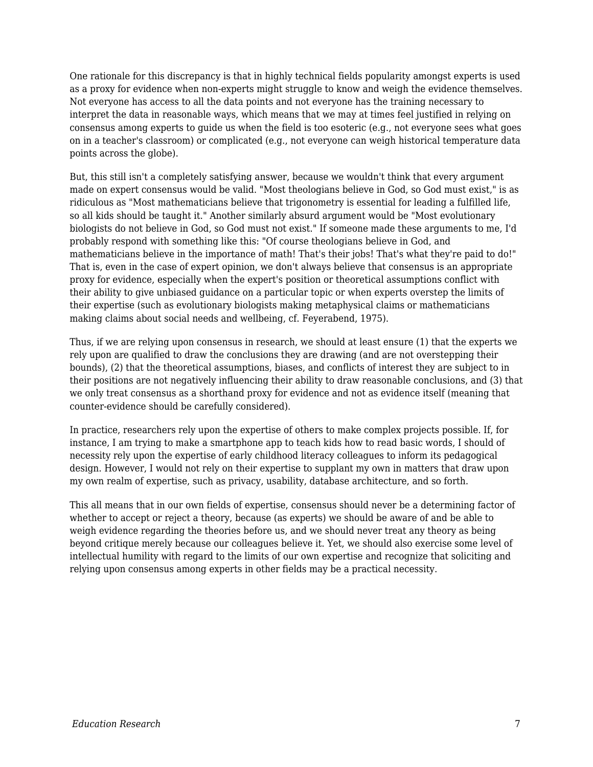One rationale for this discrepancy is that in highly technical fields popularity amongst experts is used as a proxy for evidence when non-experts might struggle to know and weigh the evidence themselves. Not everyone has access to all the data points and not everyone has the training necessary to interpret the data in reasonable ways, which means that we may at times feel justified in relying on consensus among experts to guide us when the field is too esoteric (e.g., not everyone sees what goes on in a teacher's classroom) or complicated (e.g., not everyone can weigh historical temperature data points across the globe).

But, this still isn't a completely satisfying answer, because we wouldn't think that every argument made on expert consensus would be valid. "Most theologians believe in God, so God must exist," is as ridiculous as "Most mathematicians believe that trigonometry is essential for leading a fulfilled life, so all kids should be taught it." Another similarly absurd argument would be "Most evolutionary biologists do not believe in God, so God must not exist." If someone made these arguments to me, I'd probably respond with something like this: "Of course theologians believe in God, and mathematicians believe in the importance of math! That's their jobs! That's what they're paid to do!" That is, even in the case of expert opinion, we don't always believe that consensus is an appropriate proxy for evidence, especially when the expert's position or theoretical assumptions conflict with their ability to give unbiased guidance on a particular topic or when experts overstep the limits of their expertise (such as evolutionary biologists making metaphysical claims or mathematicians making claims about social needs and wellbeing, cf. Feyerabend, 1975).

Thus, if we are relying upon consensus in research, we should at least ensure (1) that the experts we rely upon are qualified to draw the conclusions they are drawing (and are not overstepping their bounds), (2) that the theoretical assumptions, biases, and conflicts of interest they are subject to in their positions are not negatively influencing their ability to draw reasonable conclusions, and (3) that we only treat consensus as a shorthand proxy for evidence and not as evidence itself (meaning that counter-evidence should be carefully considered).

In practice, researchers rely upon the expertise of others to make complex projects possible. If, for instance, I am trying to make a smartphone app to teach kids how to read basic words, I should of necessity rely upon the expertise of early childhood literacy colleagues to inform its pedagogical design. However, I would not rely on their expertise to supplant my own in matters that draw upon my own realm of expertise, such as privacy, usability, database architecture, and so forth.

This all means that in our own fields of expertise, consensus should never be a determining factor of whether to accept or reject a theory, because (as experts) we should be aware of and be able to weigh evidence regarding the theories before us, and we should never treat any theory as being beyond critique merely because our colleagues believe it. Yet, we should also exercise some level of intellectual humility with regard to the limits of our own expertise and recognize that soliciting and relying upon consensus among experts in other fields may be a practical necessity.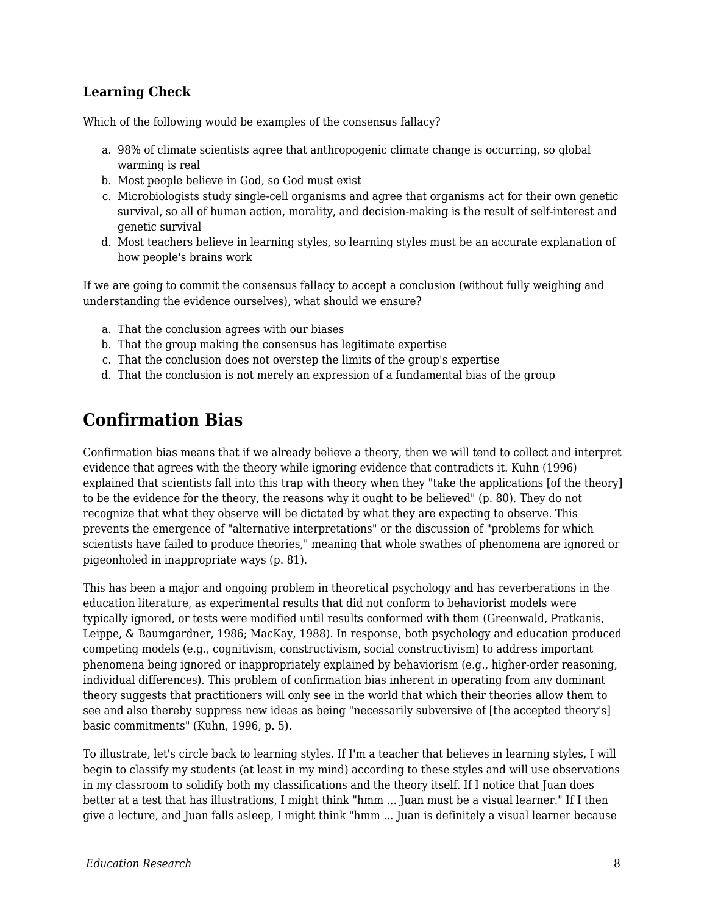### Learning Check

Which of the following would be examples of the consensus fallacy?

a. 98% of climate scientists agree that anthropogenic climate change is occurring, so global warming is real
b. Most people believe in God, so God must exist
c. Microbiologists study single-cell organisms and agree that organisms act for their own genetic survival, so all of human action, morality, and decision-making is the result of self-interest and genetic survival
d. Most teachers believe in learning styles, so learning styles must be an accurate explanation of how people's brains work

If we are going to commit the consensus fallacy to accept a conclusion (without fully weighing and understanding the evidence ourselves), what should we ensure?

a. That the conclusion agrees with our biases
b. That the group making the consensus has legitimate expertise
c. That the conclusion does not overstep the limits of the group's expertise
d. That the conclusion is not merely an expression of a fundamental bias of the group

## Confirmation Bias

Confirmation bias means that if we already believe a theory, then we will tend to collect and interpret evidence that agrees with the theory while ignoring evidence that contradicts it. Kuhn (1996) explained that scientists fall into this trap with theory when they "take the applications [of the theory] to be the evidence for the theory, the reasons why it ought to be believed" (p. 80). They do not recognize that what they observe will be dictated by what they are expecting to observe. This prevents the emergence of "alternative interpretations" or the discussion of "problems for which scientists have failed to produce theories," meaning that whole swathes of phenomena are ignored or pigeonholed in inappropriate ways (p. 81).

This has been a major and ongoing problem in theoretical psychology and has reverberations in the education literature, as experimental results that did not conform to behaviorist models were typically ignored, or tests were modified until results conformed with them (Greenwald, Pratkanis, Leippe, & Baumgardner, 1986; MacKay, 1988). In response, both psychology and education produced competing models (e.g., cognitivism, constructivism, social constructivism) to address important phenomena being ignored or inappropriately explained by behaviorism (e.g., higher-order reasoning, individual differences). This problem of confirmation bias inherent in operating from any dominant theory suggests that practitioners will only see in the world that which their theories allow them to see and also thereby suppress new ideas as being "necessarily subversive of [the accepted theory's] basic commitments" (Kuhn, 1996, p. 5).

To illustrate, let's circle back to learning styles. If I'm a teacher that believes in learning styles, I will begin to classify my students (at least in my mind) according to these styles and will use observations in my classroom to solidify both my classifications and the theory itself. If I notice that Juan does better at a test that has illustrations, I might think "hmm ... Juan must be a visual learner." If I then give a lecture, and Juan falls asleep, I might think "hmm ... Juan is definitely a visual learner because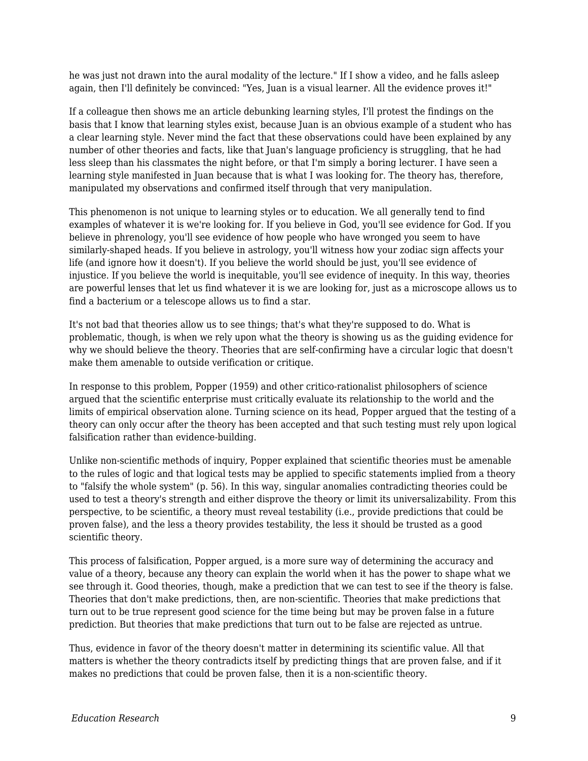he was just not drawn into the aural modality of the lecture." If I show a video, and he falls asleep again, then I'll definitely be convinced: "Yes, Juan is a visual learner. All the evidence proves it!"

If a colleague then shows me an article debunking learning styles, I'll protest the findings on the basis that I know that learning styles exist, because Juan is an obvious example of a student who has a clear learning style. Never mind the fact that these observations could have been explained by any number of other theories and facts, like that Juan's language proficiency is struggling, that he had less sleep than his classmates the night before, or that I'm simply a boring lecturer. I have seen a learning style manifested in Juan because that is what I was looking for. The theory has, therefore, manipulated my observations and confirmed itself through that very manipulation.

This phenomenon is not unique to learning styles or to education. We all generally tend to find examples of whatever it is we're looking for. If you believe in God, you'll see evidence for God. If you believe in phrenology, you'll see evidence of how people who have wronged you seem to have similarly-shaped heads. If you believe in astrology, you'll witness how your zodiac sign affects your life (and ignore how it doesn't). If you believe the world should be just, you'll see evidence of injustice. If you believe the world is inequitable, you'll see evidence of inequity. In this way, theories are powerful lenses that let us find whatever it is we are looking for, just as a microscope allows us to find a bacterium or a telescope allows us to find a star.

It's not bad that theories allow us to see things; that's what they're supposed to do. What is problematic, though, is when we rely upon what the theory is showing us as the guiding evidence for why we should believe the theory. Theories that are self-confirming have a circular logic that doesn't make them amenable to outside verification or critique.

In response to this problem, Popper (1959) and other critico-rationalist philosophers of science argued that the scientific enterprise must critically evaluate its relationship to the world and the limits of empirical observation alone. Turning science on its head, Popper argued that the testing of a theory can only occur after the theory has been accepted and that such testing must rely upon logical falsification rather than evidence-building.

Unlike non-scientific methods of inquiry, Popper explained that scientific theories must be amenable to the rules of logic and that logical tests may be applied to specific statements implied from a theory to "falsify the whole system" (p. 56). In this way, singular anomalies contradicting theories could be used to test a theory's strength and either disprove the theory or limit its universalizability. From this perspective, to be scientific, a theory must reveal testability (i.e., provide predictions that could be proven false), and the less a theory provides testability, the less it should be trusted as a good scientific theory.

This process of falsification, Popper argued, is a more sure way of determining the accuracy and value of a theory, because any theory can explain the world when it has the power to shape what we see through it. Good theories, though, make a prediction that we can test to see if the theory is false. Theories that don't make predictions, then, are non-scientific. Theories that make predictions that turn out to be true represent good science for the time being but may be proven false in a future prediction. But theories that make predictions that turn out to be false are rejected as untrue.

Thus, evidence in favor of the theory doesn't matter in determining its scientific value. All that matters is whether the theory contradicts itself by predicting things that are proven false, and if it makes no predictions that could be proven false, then it is a non-scientific theory.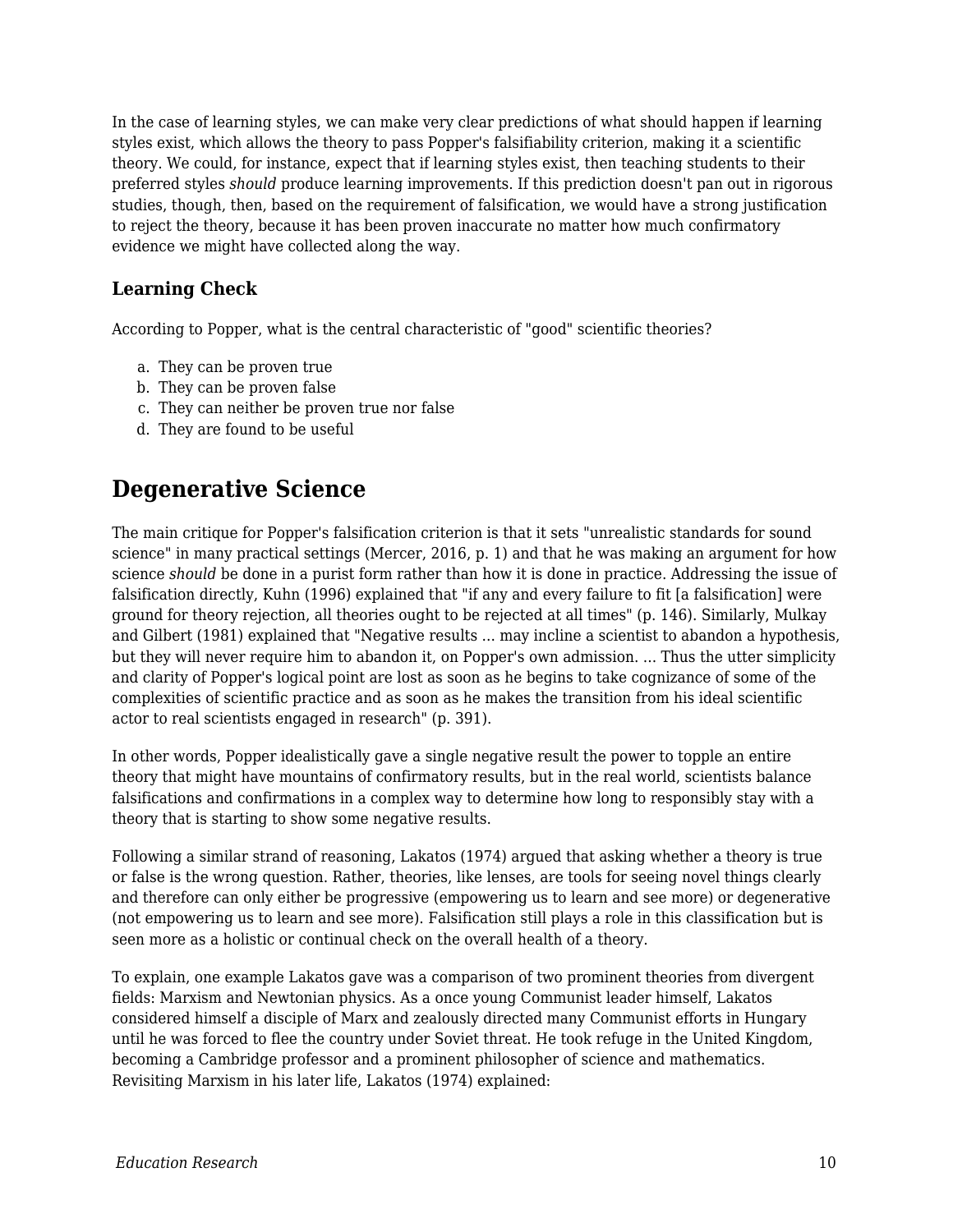In the case of learning styles, we can make very clear predictions of what should happen if learning styles exist, which allows the theory to pass Popper's falsifiability criterion, making it a scientific theory. We could, for instance, expect that if learning styles exist, then teaching students to their preferred styles *should* produce learning improvements. If this prediction doesn't pan out in rigorous studies, though, then, based on the requirement of falsification, we would have a strong justification to reject the theory, because it has been proven inaccurate no matter how much confirmatory evidence we might have collected along the way.

### Learning Check

According to Popper, what is the central characteristic of "good" scientific theories?

a. They can be proven true
b. They can be proven false
c. They can neither be proven true nor false
d. They are found to be useful

## Degenerative Science

The main critique for Popper's falsification criterion is that it sets "unrealistic standards for sound science" in many practical settings (Mercer, 2016, p. 1) and that he was making an argument for how science *should* be done in a purist form rather than how it is done in practice. Addressing the issue of falsification directly, Kuhn (1996) explained that "if any and every failure to fit [a falsification] were ground for theory rejection, all theories ought to be rejected at all times" (p. 146). Similarly, Mulkay and Gilbert (1981) explained that "Negative results ... may incline a scientist to abandon a hypothesis, but they will never require him to abandon it, on Popper's own admission. ... Thus the utter simplicity and clarity of Popper's logical point are lost as soon as he begins to take cognizance of some of the complexities of scientific practice and as soon as he makes the transition from his ideal scientific actor to real scientists engaged in research" (p. 391).

In other words, Popper idealistically gave a single negative result the power to topple an entire theory that might have mountains of confirmatory results, but in the real world, scientists balance falsifications and confirmations in a complex way to determine how long to responsibly stay with a theory that is starting to show some negative results.

Following a similar strand of reasoning, Lakatos (1974) argued that asking whether a theory is true or false is the wrong question. Rather, theories, like lenses, are tools for seeing novel things clearly and therefore can only either be progressive (empowering us to learn and see more) or degenerative (not empowering us to learn and see more). Falsification still plays a role in this classification but is seen more as a holistic or continual check on the overall health of a theory.

To explain, one example Lakatos gave was a comparison of two prominent theories from divergent fields: Marxism and Newtonian physics. As a once young Communist leader himself, Lakatos considered himself a disciple of Marx and zealously directed many Communist efforts in Hungary until he was forced to flee the country under Soviet threat. He took refuge in the United Kingdom, becoming a Cambridge professor and a prominent philosopher of science and mathematics. Revisiting Marxism in his later life, Lakatos (1974) explained: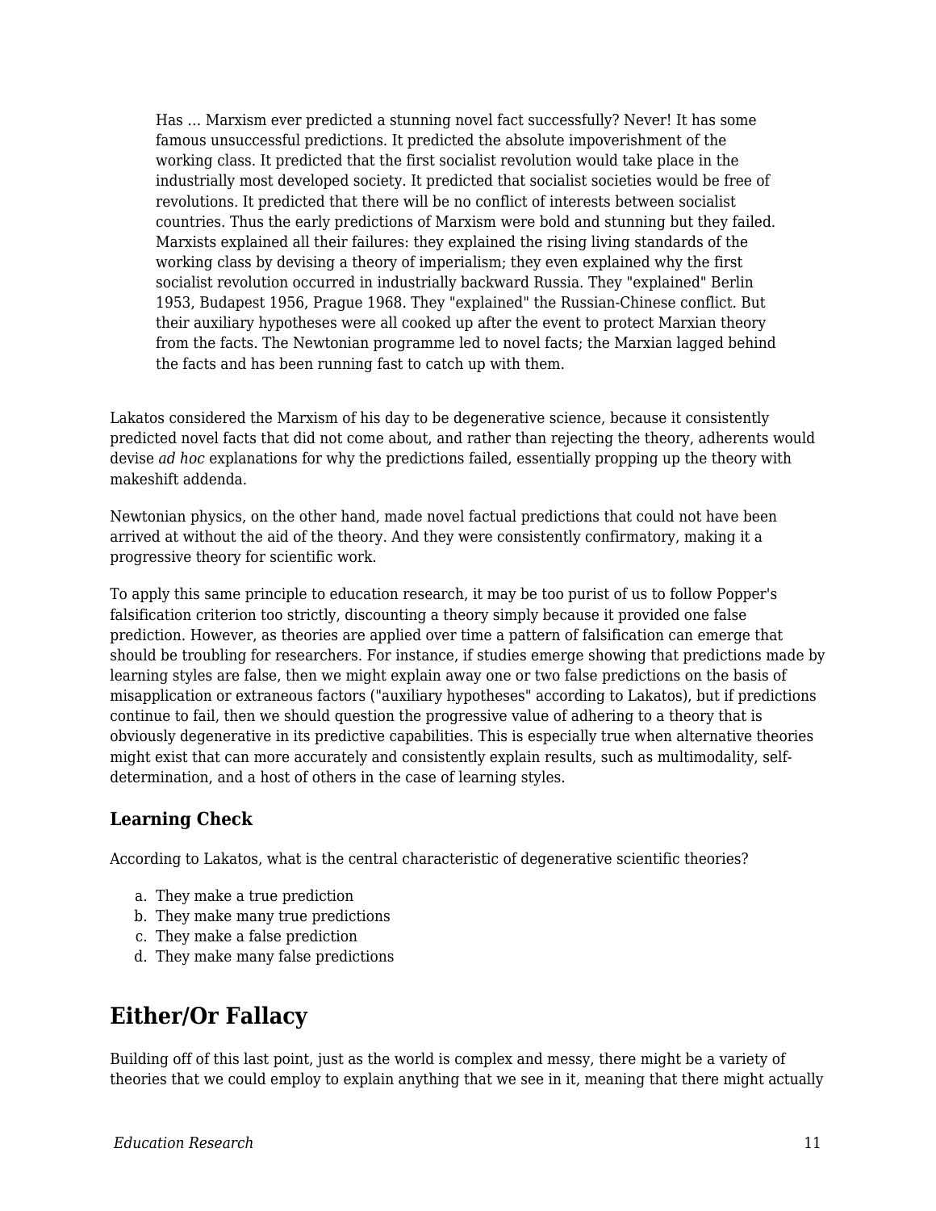> Has ... Marxism ever predicted a stunning novel fact successfully? Never! It has some famous unsuccessful predictions. It predicted the absolute impoverishment of the working class. It predicted that the first socialist revolution would take place in the industrially most developed society. It predicted that socialist societies would be free of revolutions. It predicted that there will be no conflict of interests between socialist countries. Thus the early predictions of Marxism were bold and stunning but they failed. Marxists explained all their failures: they explained the rising living standards of the working class by devising a theory of imperialism; they even explained why the first socialist revolution occurred in industrially backward Russia. They "explained" Berlin 1953, Budapest 1956, Prague 1968. They "explained" the Russian-Chinese conflict. But their auxiliary hypotheses were all cooked up after the event to protect Marxian theory from the facts. The Newtonian programme led to novel facts; the Marxian lagged behind the facts and has been running fast to catch up with them.

Lakatos considered the Marxism of his day to be degenerative science, because it consistently predicted novel facts that did not come about, and rather than rejecting the theory, adherents would devise *ad hoc* explanations for why the predictions failed, essentially propping up the theory with makeshift addenda.

Newtonian physics, on the other hand, made novel factual predictions that could not have been arrived at without the aid of the theory. And they were consistently confirmatory, making it a progressive theory for scientific work.

To apply this same principle to education research, it may be too purist of us to follow Popper's falsification criterion too strictly, discounting a theory simply because it provided one false prediction. However, as theories are applied over time a pattern of falsification can emerge that should be troubling for researchers. For instance, if studies emerge showing that predictions made by learning styles are false, then we might explain away one or two false predictions on the basis of misapplication or extraneous factors ("auxiliary hypotheses" according to Lakatos), but if predictions continue to fail, then we should question the progressive value of adhering to a theory that is obviously degenerative in its predictive capabilities. This is especially true when alternative theories might exist that can more accurately and consistently explain results, such as multimodality, self-determination, and a host of others in the case of learning styles.

### Learning Check

According to Lakatos, what is the central characteristic of degenerative scientific theories?

a. They make a true prediction
b. They make many true predictions
c. They make a false prediction
d. They make many false predictions

## Either/Or Fallacy

Building off of this last point, just as the world is complex and messy, there might be a variety of theories that we could employ to explain anything that we see in it, meaning that there might actually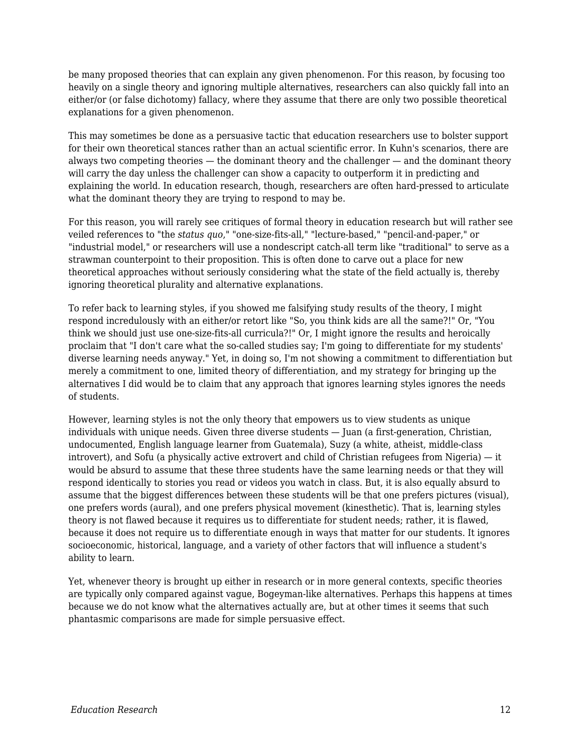be many proposed theories that can explain any given phenomenon. For this reason, by focusing too heavily on a single theory and ignoring multiple alternatives, researchers can also quickly fall into an either/or (or false dichotomy) fallacy, where they assume that there are only two possible theoretical explanations for a given phenomenon.

This may sometimes be done as a persuasive tactic that education researchers use to bolster support for their own theoretical stances rather than an actual scientific error. In Kuhn's scenarios, there are always two competing theories — the dominant theory and the challenger — and the dominant theory will carry the day unless the challenger can show a capacity to outperform it in predicting and explaining the world. In education research, though, researchers are often hard-pressed to articulate what the dominant theory they are trying to respond to may be.

For this reason, you will rarely see critiques of formal theory in education research but will rather see veiled references to "the *status quo*," "one-size-fits-all," "lecture-based," "pencil-and-paper," or "industrial model," or researchers will use a nondescript catch-all term like "traditional" to serve as a strawman counterpoint to their proposition. This is often done to carve out a place for new theoretical approaches without seriously considering what the state of the field actually is, thereby ignoring theoretical plurality and alternative explanations.

To refer back to learning styles, if you showed me falsifying study results of the theory, I might respond incredulously with an either/or retort like "So, you think kids are all the same?!" Or, "You think we should just use one-size-fits-all curricula?!" Or, I might ignore the results and heroically proclaim that "I don't care what the so-called studies say; I'm going to differentiate for my students' diverse learning needs anyway." Yet, in doing so, I'm not showing a commitment to differentiation but merely a commitment to one, limited theory of differentiation, and my strategy for bringing up the alternatives I did would be to claim that any approach that ignores learning styles ignores the needs of students.

However, learning styles is not the only theory that empowers us to view students as unique individuals with unique needs. Given three diverse students — Juan (a first-generation, Christian, undocumented, English language learner from Guatemala), Suzy (a white, atheist, middle-class introvert), and Sofu (a physically active extrovert and child of Christian refugees from Nigeria) — it would be absurd to assume that these three students have the same learning needs or that they will respond identically to stories you read or videos you watch in class. But, it is also equally absurd to assume that the biggest differences between these students will be that one prefers pictures (visual), one prefers words (aural), and one prefers physical movement (kinesthetic). That is, learning styles theory is not flawed because it requires us to differentiate for student needs; rather, it is flawed, because it does not require us to differentiate enough in ways that matter for our students. It ignores socioeconomic, historical, language, and a variety of other factors that will influence a student's ability to learn.

Yet, whenever theory is brought up either in research or in more general contexts, specific theories are typically only compared against vague, Bogeyman-like alternatives. Perhaps this happens at times because we do not know what the alternatives actually are, but at other times it seems that such phantasmic comparisons are made for simple persuasive effect.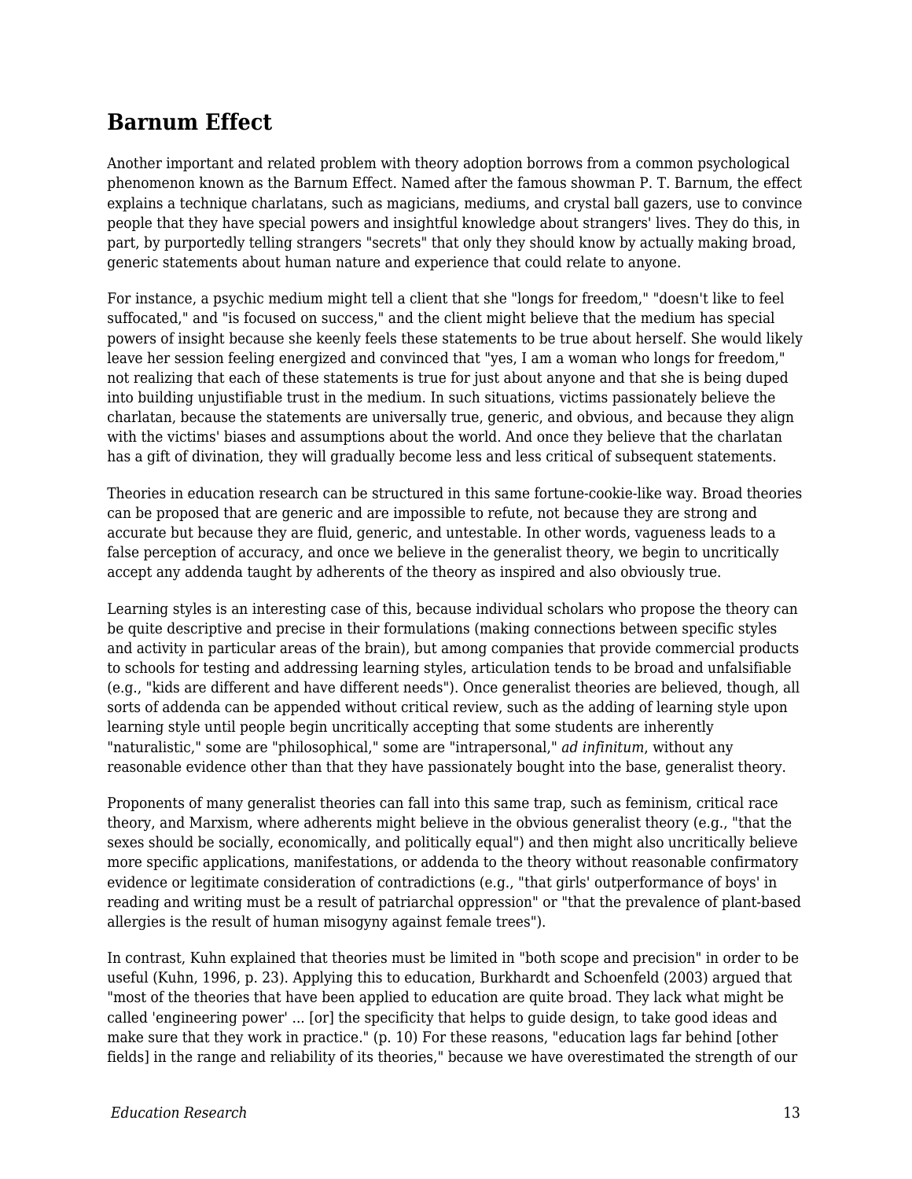## Barnum Effect

Another important and related problem with theory adoption borrows from a common psychological phenomenon known as the Barnum Effect. Named after the famous showman P. T. Barnum, the effect explains a technique charlatans, such as magicians, mediums, and crystal ball gazers, use to convince people that they have special powers and insightful knowledge about strangers' lives. They do this, in part, by purportedly telling strangers "secrets" that only they should know by actually making broad, generic statements about human nature and experience that could relate to anyone.

For instance, a psychic medium might tell a client that she "longs for freedom," "doesn't like to feel suffocated," and "is focused on success," and the client might believe that the medium has special powers of insight because she keenly feels these statements to be true about herself. She would likely leave her session feeling energized and convinced that "yes, I am a woman who longs for freedom," not realizing that each of these statements is true for just about anyone and that she is being duped into building unjustifiable trust in the medium. In such situations, victims passionately believe the charlatan, because the statements are universally true, generic, and obvious, and because they align with the victims' biases and assumptions about the world. And once they believe that the charlatan has a gift of divination, they will gradually become less and less critical of subsequent statements.

Theories in education research can be structured in this same fortune-cookie-like way. Broad theories can be proposed that are generic and are impossible to refute, not because they are strong and accurate but because they are fluid, generic, and untestable. In other words, vagueness leads to a false perception of accuracy, and once we believe in the generalist theory, we begin to uncritically accept any addenda taught by adherents of the theory as inspired and also obviously true.

Learning styles is an interesting case of this, because individual scholars who propose the theory can be quite descriptive and precise in their formulations (making connections between specific styles and activity in particular areas of the brain), but among companies that provide commercial products to schools for testing and addressing learning styles, articulation tends to be broad and unfalsifiable (e.g., "kids are different and have different needs"). Once generalist theories are believed, though, all sorts of addenda can be appended without critical review, such as the adding of learning style upon learning style until people begin uncritically accepting that some students are inherently "naturalistic," some are "philosophical," some are "intrapersonal," *ad infinitum*, without any reasonable evidence other than that they have passionately bought into the base, generalist theory.

Proponents of many generalist theories can fall into this same trap, such as feminism, critical race theory, and Marxism, where adherents might believe in the obvious generalist theory (e.g., "that the sexes should be socially, economically, and politically equal") and then might also uncritically believe more specific applications, manifestations, or addenda to the theory without reasonable confirmatory evidence or legitimate consideration of contradictions (e.g., "that girls' outperformance of boys' in reading and writing must be a result of patriarchal oppression" or "that the prevalence of plant-based allergies is the result of human misogyny against female trees").

In contrast, Kuhn explained that theories must be limited in "both scope and precision" in order to be useful (Kuhn, 1996, p. 23). Applying this to education, Burkhardt and Schoenfeld (2003) argued that "most of the theories that have been applied to education are quite broad. They lack what might be called 'engineering power' ... [or] the specificity that helps to guide design, to take good ideas and make sure that they work in practice." (p. 10) For these reasons, "education lags far behind [other fields] in the range and reliability of its theories," because we have overestimated the strength of our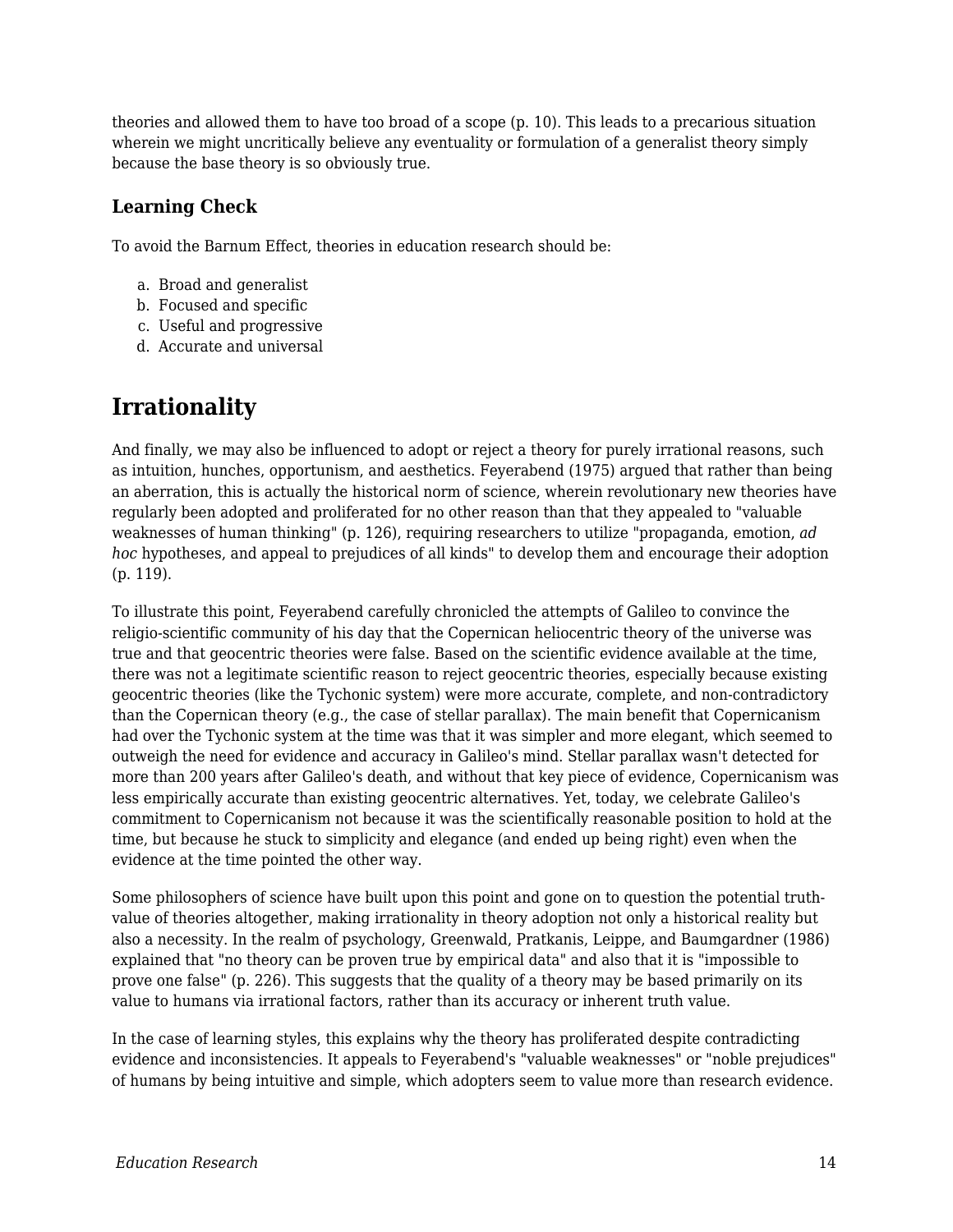theories and allowed them to have too broad of a scope (p. 10). This leads to a precarious situation wherein we might uncritically believe any eventuality or formulation of a generalist theory simply because the base theory is so obviously true.

### Learning Check

To avoid the Barnum Effect, theories in education research should be:

a. Broad and generalist
b. Focused and specific
c. Useful and progressive
d. Accurate and universal

## Irrationality

And finally, we may also be influenced to adopt or reject a theory for purely irrational reasons, such as intuition, hunches, opportunism, and aesthetics. Feyerabend (1975) argued that rather than being an aberration, this is actually the historical norm of science, wherein revolutionary new theories have regularly been adopted and proliferated for no other reason than that they appealed to "valuable weaknesses of human thinking" (p. 126), requiring researchers to utilize "propaganda, emotion, *ad hoc* hypotheses, and appeal to prejudices of all kinds" to develop them and encourage their adoption (p. 119).

To illustrate this point, Feyerabend carefully chronicled the attempts of Galileo to convince the religio-scientific community of his day that the Copernican heliocentric theory of the universe was true and that geocentric theories were false. Based on the scientific evidence available at the time, there was not a legitimate scientific reason to reject geocentric theories, especially because existing geocentric theories (like the Tychonic system) were more accurate, complete, and non-contradictory than the Copernican theory (e.g., the case of stellar parallax). The main benefit that Copernicanism had over the Tychonic system at the time was that it was simpler and more elegant, which seemed to outweigh the need for evidence and accuracy in Galileo's mind. Stellar parallax wasn't detected for more than 200 years after Galileo's death, and without that key piece of evidence, Copernicanism was less empirically accurate than existing geocentric alternatives. Yet, today, we celebrate Galileo's commitment to Copernicanism not because it was the scientifically reasonable position to hold at the time, but because he stuck to simplicity and elegance (and ended up being right) even when the evidence at the time pointed the other way.

Some philosophers of science have built upon this point and gone on to question the potential truth-value of theories altogether, making irrationality in theory adoption not only a historical reality but also a necessity. In the realm of psychology, Greenwald, Pratkanis, Leippe, and Baumgardner (1986) explained that "no theory can be proven true by empirical data" and also that it is "impossible to prove one false" (p. 226). This suggests that the quality of a theory may be based primarily on its value to humans via irrational factors, rather than its accuracy or inherent truth value.

In the case of learning styles, this explains why the theory has proliferated despite contradicting evidence and inconsistencies. It appeals to Feyerabend's "valuable weaknesses" or "noble prejudices" of humans by being intuitive and simple, which adopters seem to value more than research evidence.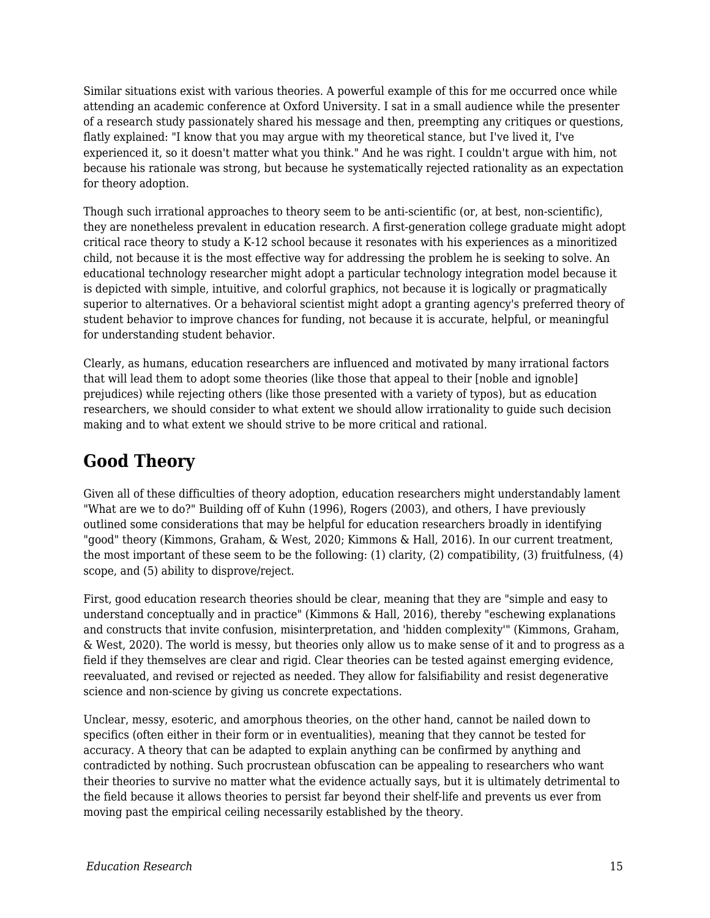Similar situations exist with various theories. A powerful example of this for me occurred once while attending an academic conference at Oxford University. I sat in a small audience while the presenter of a research study passionately shared his message and then, preempting any critiques or questions, flatly explained: "I know that you may argue with my theoretical stance, but I've lived it, I've experienced it, so it doesn't matter what you think." And he was right. I couldn't argue with him, not because his rationale was strong, but because he systematically rejected rationality as an expectation for theory adoption.

Though such irrational approaches to theory seem to be anti-scientific (or, at best, non-scientific), they are nonetheless prevalent in education research. A first-generation college graduate might adopt critical race theory to study a K-12 school because it resonates with his experiences as a minoritized child, not because it is the most effective way for addressing the problem he is seeking to solve. An educational technology researcher might adopt a particular technology integration model because it is depicted with simple, intuitive, and colorful graphics, not because it is logically or pragmatically superior to alternatives. Or a behavioral scientist might adopt a granting agency's preferred theory of student behavior to improve chances for funding, not because it is accurate, helpful, or meaningful for understanding student behavior.

Clearly, as humans, education researchers are influenced and motivated by many irrational factors that will lead them to adopt some theories (like those that appeal to their [noble and ignoble] prejudices) while rejecting others (like those presented with a variety of typos), but as education researchers, we should consider to what extent we should allow irrationality to guide such decision making and to what extent we should strive to be more critical and rational.

## Good Theory

Given all of these difficulties of theory adoption, education researchers might understandably lament "What are we to do?" Building off of Kuhn (1996), Rogers (2003), and others, I have previously outlined some considerations that may be helpful for education researchers broadly in identifying "good" theory (Kimmons, Graham, & West, 2020; Kimmons & Hall, 2016). In our current treatment, the most important of these seem to be the following: (1) clarity, (2) compatibility, (3) fruitfulness, (4) scope, and (5) ability to disprove/reject.

First, good education research theories should be clear, meaning that they are "simple and easy to understand conceptually and in practice" (Kimmons & Hall, 2016), thereby "eschewing explanations and constructs that invite confusion, misinterpretation, and 'hidden complexity'" (Kimmons, Graham, & West, 2020). The world is messy, but theories only allow us to make sense of it and to progress as a field if they themselves are clear and rigid. Clear theories can be tested against emerging evidence, reevaluated, and revised or rejected as needed. They allow for falsifiability and resist degenerative science and non-science by giving us concrete expectations.

Unclear, messy, esoteric, and amorphous theories, on the other hand, cannot be nailed down to specifics (often either in their form or in eventualities), meaning that they cannot be tested for accuracy. A theory that can be adapted to explain anything can be confirmed by anything and contradicted by nothing. Such procrustean obfuscation can be appealing to researchers who want their theories to survive no matter what the evidence actually says, but it is ultimately detrimental to the field because it allows theories to persist far beyond their shelf-life and prevents us ever from moving past the empirical ceiling necessarily established by the theory.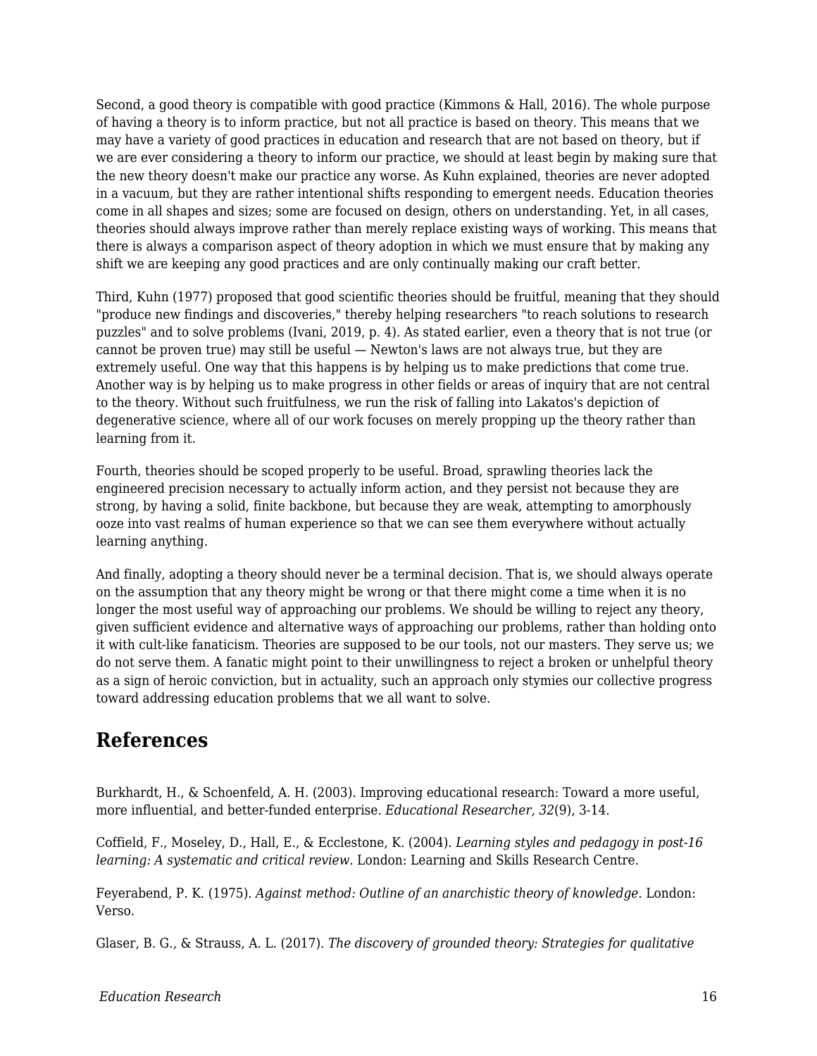Second, a good theory is compatible with good practice (Kimmons & Hall, 2016). The whole purpose of having a theory is to inform practice, but not all practice is based on theory. This means that we may have a variety of good practices in education and research that are not based on theory, but if we are ever considering a theory to inform our practice, we should at least begin by making sure that the new theory doesn't make our practice any worse. As Kuhn explained, theories are never adopted in a vacuum, but they are rather intentional shifts responding to emergent needs. Education theories come in all shapes and sizes; some are focused on design, others on understanding. Yet, in all cases, theories should always improve rather than merely replace existing ways of working. This means that there is always a comparison aspect of theory adoption in which we must ensure that by making any shift we are keeping any good practices and are only continually making our craft better.

Third, Kuhn (1977) proposed that good scientific theories should be fruitful, meaning that they should "produce new findings and discoveries," thereby helping researchers "to reach solutions to research puzzles" and to solve problems (Ivani, 2019, p. 4). As stated earlier, even a theory that is not true (or cannot be proven true) may still be useful — Newton's laws are not always true, but they are extremely useful. One way that this happens is by helping us to make predictions that come true. Another way is by helping us to make progress in other fields or areas of inquiry that are not central to the theory. Without such fruitfulness, we run the risk of falling into Lakatos's depiction of degenerative science, where all of our work focuses on merely propping up the theory rather than learning from it.

Fourth, theories should be scoped properly to be useful. Broad, sprawling theories lack the engineered precision necessary to actually inform action, and they persist not because they are strong, by having a solid, finite backbone, but because they are weak, attempting to amorphously ooze into vast realms of human experience so that we can see them everywhere without actually learning anything.

And finally, adopting a theory should never be a terminal decision. That is, we should always operate on the assumption that any theory might be wrong or that there might come a time when it is no longer the most useful way of approaching our problems. We should be willing to reject any theory, given sufficient evidence and alternative ways of approaching our problems, rather than holding onto it with cult-like fanaticism. Theories are supposed to be our tools, not our masters. They serve us; we do not serve them. A fanatic might point to their unwillingness to reject a broken or unhelpful theory as a sign of heroic conviction, but in actuality, such an approach only stymies our collective progress toward addressing education problems that we all want to solve.

## References

Burkhardt, H., & Schoenfeld, A. H. (2003). Improving educational research: Toward a more useful, more influential, and better-funded enterprise. *Educational Researcher, 32*(9), 3-14.

Coffield, F., Moseley, D., Hall, E., & Ecclestone, K. (2004). *Learning styles and pedagogy in post-16 learning: A systematic and critical review*. London: Learning and Skills Research Centre.

Feyerabend, P. K. (1975). *Against method: Outline of an anarchistic theory of knowledge*. London: Verso.

Glaser, B. G., & Strauss, A. L. (2017). *The discovery of grounded theory: Strategies for qualitative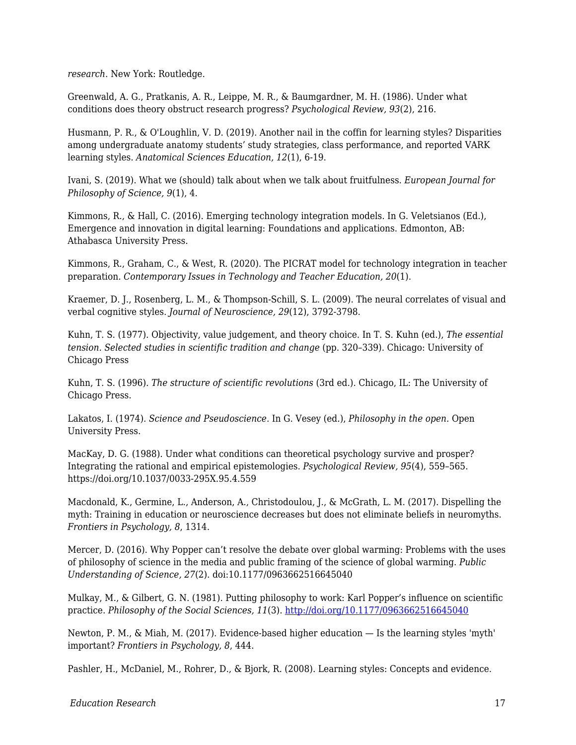*research*. New York: Routledge.

Greenwald, A. G., Pratkanis, A. R., Leippe, M. R., & Baumgardner, M. H. (1986). Under what conditions does theory obstruct research progress? *Psychological Review, 93*(2), 216.

Husmann, P. R., & O'Loughlin, V. D. (2019). Another nail in the coffin for learning styles? Disparities among undergraduate anatomy students' study strategies, class performance, and reported VARK learning styles. *Anatomical Sciences Education, 12*(1), 6-19.

Ivani, S. (2019). What we (should) talk about when we talk about fruitfulness. *European Journal for Philosophy of Science, 9*(1), 4.

Kimmons, R., & Hall, C. (2016). Emerging technology integration models. In G. Veletsianos (Ed.), Emergence and innovation in digital learning: Foundations and applications. Edmonton, AB: Athabasca University Press.

Kimmons, R., Graham, C., & West, R. (2020). The PICRAT model for technology integration in teacher preparation. *Contemporary Issues in Technology and Teacher Education, 20*(1).

Kraemer, D. J., Rosenberg, L. M., & Thompson-Schill, S. L. (2009). The neural correlates of visual and verbal cognitive styles. *Journal of Neuroscience, 29*(12), 3792-3798.

Kuhn, T. S. (1977). Objectivity, value judgement, and theory choice. In T. S. Kuhn (ed.), *The essential tension. Selected studies in scientific tradition and change* (pp. 320–339). Chicago: University of Chicago Press

Kuhn, T. S. (1996). *The structure of scientific revolutions* (3rd ed.). Chicago, IL: The University of Chicago Press.

Lakatos, I. (1974). *Science and Pseudoscience*. In G. Vesey (ed.), *Philosophy in the open*. Open University Press.

MacKay, D. G. (1988). Under what conditions can theoretical psychology survive and prosper? Integrating the rational and empirical epistemologies. *Psychological Review, 95*(4), 559–565. https://doi.org/10.1037/0033-295X.95.4.559

Macdonald, K., Germine, L., Anderson, A., Christodoulou, J., & McGrath, L. M. (2017). Dispelling the myth: Training in education or neuroscience decreases but does not eliminate beliefs in neuromyths. *Frontiers in Psychology, 8*, 1314.

Mercer, D. (2016). Why Popper can't resolve the debate over global warming: Problems with the uses of philosophy of science in the media and public framing of the science of global warming. *Public Understanding of Science, 27*(2). doi:10.1177/0963662516645040

Mulkay, M., & Gilbert, G. N. (1981). Putting philosophy to work: Karl Popper's influence on scientific practice. *Philosophy of the Social Sciences, 11*(3). [http://doi.org/10.1177/0963662516645040](http://doi.org/10.1177/0963662516645040)

Newton, P. M., & Miah, M. (2017). Evidence-based higher education — Is the learning styles 'myth' important? *Frontiers in Psychology, 8*, 444.

Pashler, H., McDaniel, M., Rohrer, D., & Bjork, R. (2008). Learning styles: Concepts and evidence.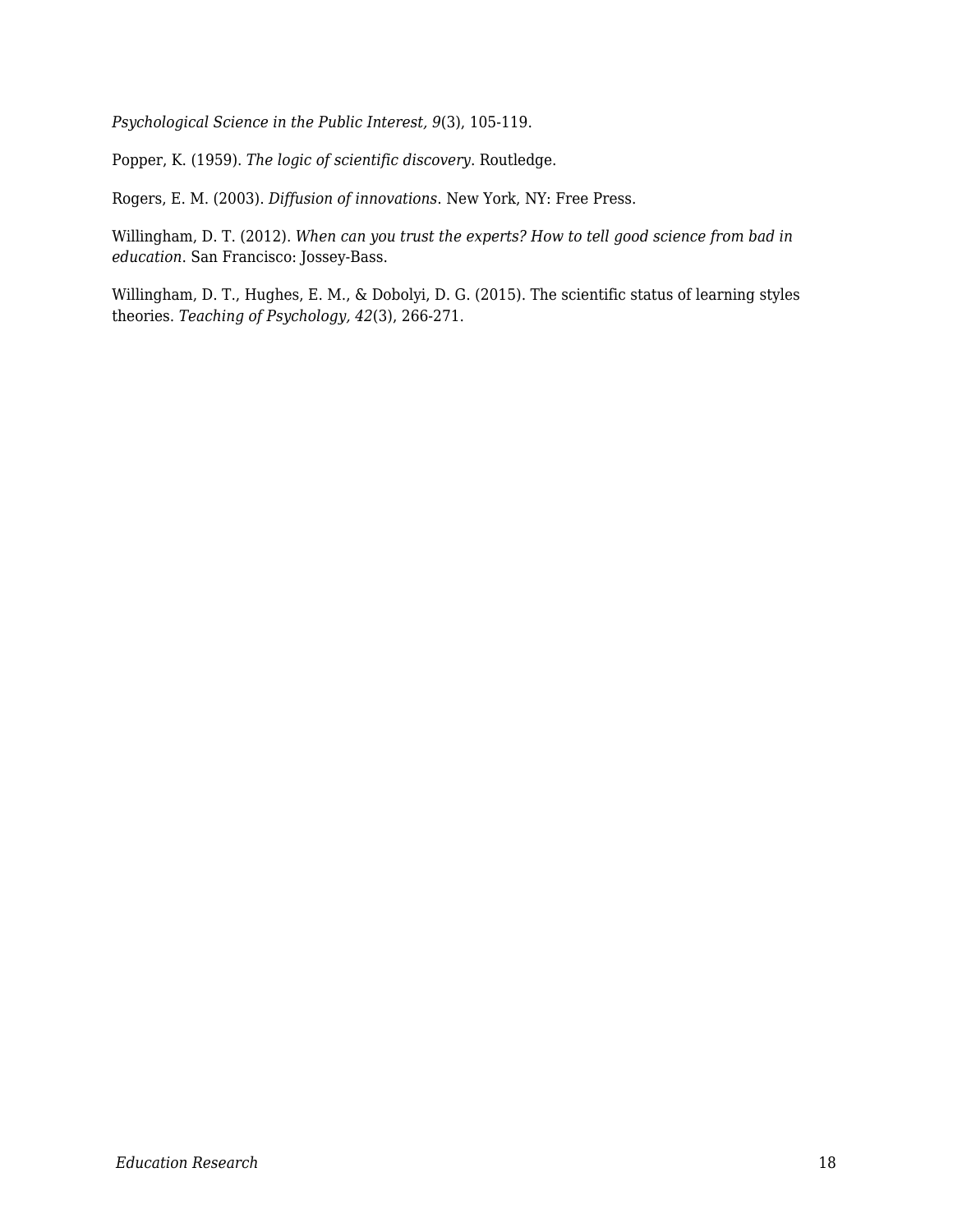*Psychological Science in the Public Interest, 9*(3), 105-119.

Popper, K. (1959). *The logic of scientific discovery*. Routledge.

Rogers, E. M. (2003). *Diffusion of innovations*. New York, NY: Free Press.

Willingham, D. T. (2012). *When can you trust the experts? How to tell good science from bad in education*. San Francisco: Jossey-Bass.

Willingham, D. T., Hughes, E. M., & Dobolyi, D. G. (2015). The scientific status of learning styles theories. *Teaching of Psychology, 42*(3), 266-271.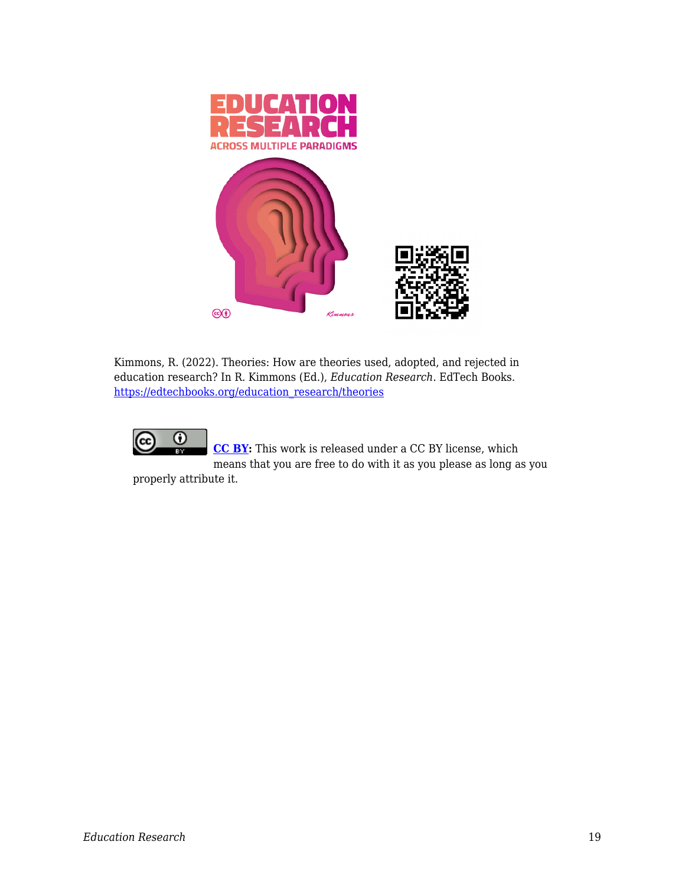Kimmons, R. (2022). Theories: How are theories used, adopted, and rejected in education research? In R. Kimmons (Ed.), *Education Research*. EdTech Books. https://edtechbooks.org/education_research/theories

**CC BY:** This work is released under a CC BY license, which means that you are free to do with it as you please as long as you properly attribute it.